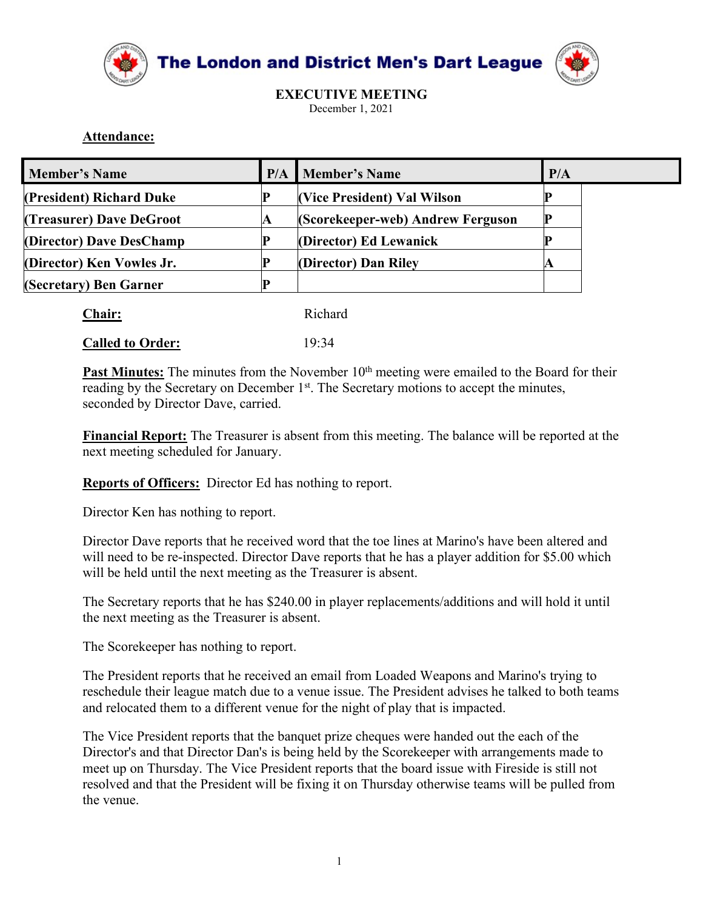# The London and District Men's Dart League

## EXECUTIVE MEETING

December 1, 2021

**Attendance:**

| Member's Name | P/A | Member's Name | P/A |
|---|---|---|---|
| (President) Richard Duke | P | (Vice President) Val Wilson | P |
| (Treasurer) Dave DeGroot | A | (Scorekeeper-web) Andrew Ferguson | P |
| (Director) Dave DesChamp | P | (Director) Ed Lewanick | P |
| (Director) Ken Vowles Jr. | P | (Director) Dan Riley | A |
| (Secretary) Ben Garner | P | | |

**Chair:** Richard

**Called to Order:** 19:34

**Past Minutes:** The minutes from the November 10th meeting were emailed to the Board for their reading by the Secretary on December 1st. The Secretary motions to accept the minutes, seconded by Director Dave, carried.

**Financial Report:** The Treasurer is absent from this meeting. The balance will be reported at the next meeting scheduled for January.

**Reports of Officers:** Director Ed has nothing to report.

Director Ken has nothing to report.

Director Dave reports that he received word that the toe lines at Marino's have been altered and will need to be re-inspected. Director Dave reports that he has a player addition for $5.00 which will be held until the next meeting as the Treasurer is absent.

The Secretary reports that he has $240.00 in player replacements/additions and will hold it until the next meeting as the Treasurer is absent.

The Scorekeeper has nothing to report.

The President reports that he received an email from Loaded Weapons and Marino's trying to reschedule their league match due to a venue issue. The President advises he talked to both teams and relocated them to a different venue for the night of play that is impacted.

The Vice President reports that the banquet prize cheques were handed out the each of the Director's and that Director Dan's is being held by the Scorekeeper with arrangements made to meet up on Thursday. The Vice President reports that the board issue with Fireside is still not resolved and that the President will be fixing it on Thursday otherwise teams will be pulled from the venue.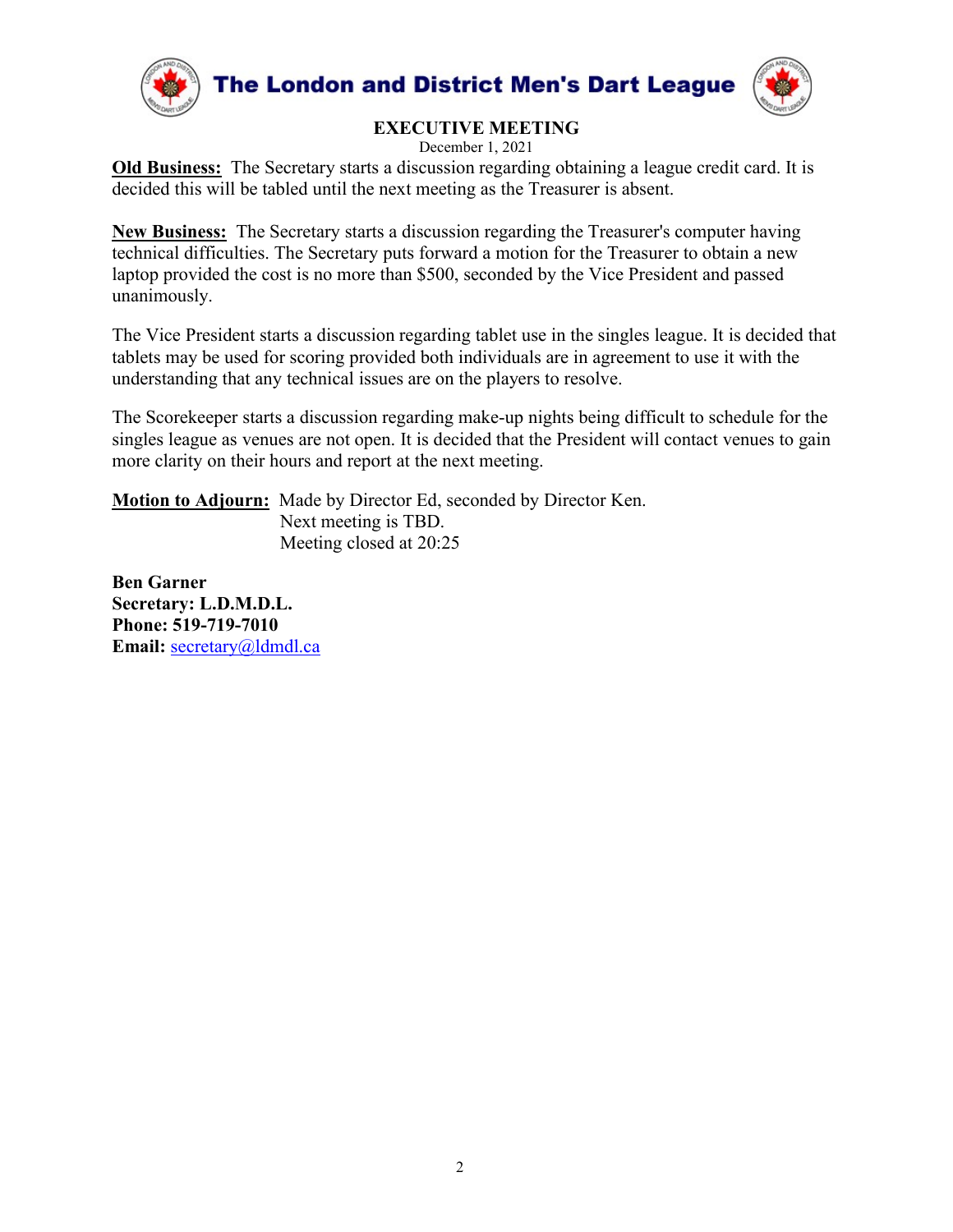# The London and District Men's Dart League

## EXECUTIVE MEETING

December 1, 2021

**Old Business:** The Secretary starts a discussion regarding obtaining a league credit card. It is decided this will be tabled until the next meeting as the Treasurer is absent.

**New Business:** The Secretary starts a discussion regarding the Treasurer's computer having technical difficulties. The Secretary puts forward a motion for the Treasurer to obtain a new laptop provided the cost is no more than $500, seconded by the Vice President and passed unanimously.

The Vice President starts a discussion regarding tablet use in the singles league. It is decided that tablets may be used for scoring provided both individuals are in agreement to use it with the understanding that any technical issues are on the players to resolve.

The Scorekeeper starts a discussion regarding make-up nights being difficult to schedule for the singles league as venues are not open. It is decided that the President will contact venues to gain more clarity on their hours and report at the next meeting.

**Motion to Adjourn:** Made by Director Ed, seconded by Director Ken.
Next meeting is TBD.
Meeting closed at 20:25

**Ben Garner**
**Secretary: L.D.M.D.L.**
**Phone: 519-719-7010**
**Email:** secretary@ldmdl.ca